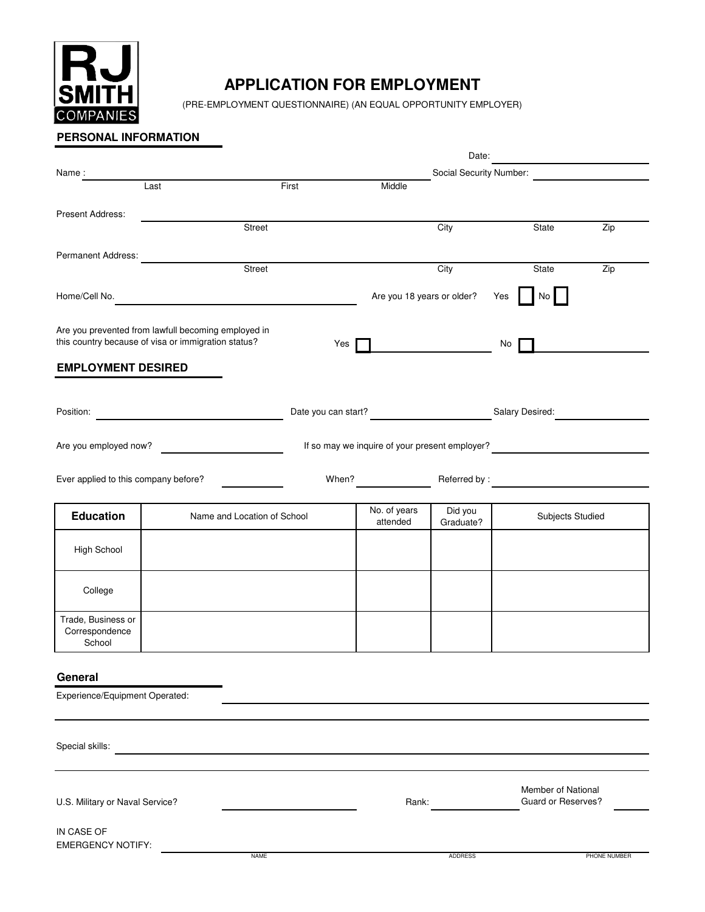RJ SMITH COMPANIES

# APPLICATION FOR EMPLOYMENT

(PRE-EMPLOYMENT QUESTIONNAIRE) (AN EQUAL OPPORTUNITY EMPLOYER)

## PERSONAL INFORMATION

Date: ______________________

Name : ______________________________ (Last / First / Middle) Social Security Number: ______________________

Present Address: ______________________________ (Street / City / State / Zip)

Permanent Address: ______________________________ (Street / City / State / Zip)

Home/Cell No. ______________________ Are you 18 years or older? Yes ☐ No ☐

Are you prevented from lawfull becoming employed in this country because of visa or immigration status? Yes ☐ ______________ No ☐ ______________

## EMPLOYMENT DESIRED

Position: ______________ Date you can start? ______________ Salary Desired: ______________

Are you employed now? ______________ If so may we inquire of your present employer? ______________

Ever applied to this company before? ______________ When? ______________ Referred by : ______________

| Education | Name and Location of School | No. of years attended | Did you Graduate? | Subjects Studied |
|---|---|---|---|---|
| High School | | | | |
| College | | | | |
| Trade, Business or Correspondence School | | | | |

## General

Experience/Equipment Operated: ______________________________

______________________________

Special skills: ______________________________

______________________________

U.S. Military or Naval Service? ______________ Rank: ______________ Member of National Guard or Reserves? ______________

IN CASE OF EMERGENCY NOTIFY: ______________________________ (NAME / ADDRESS / PHONE NUMBER)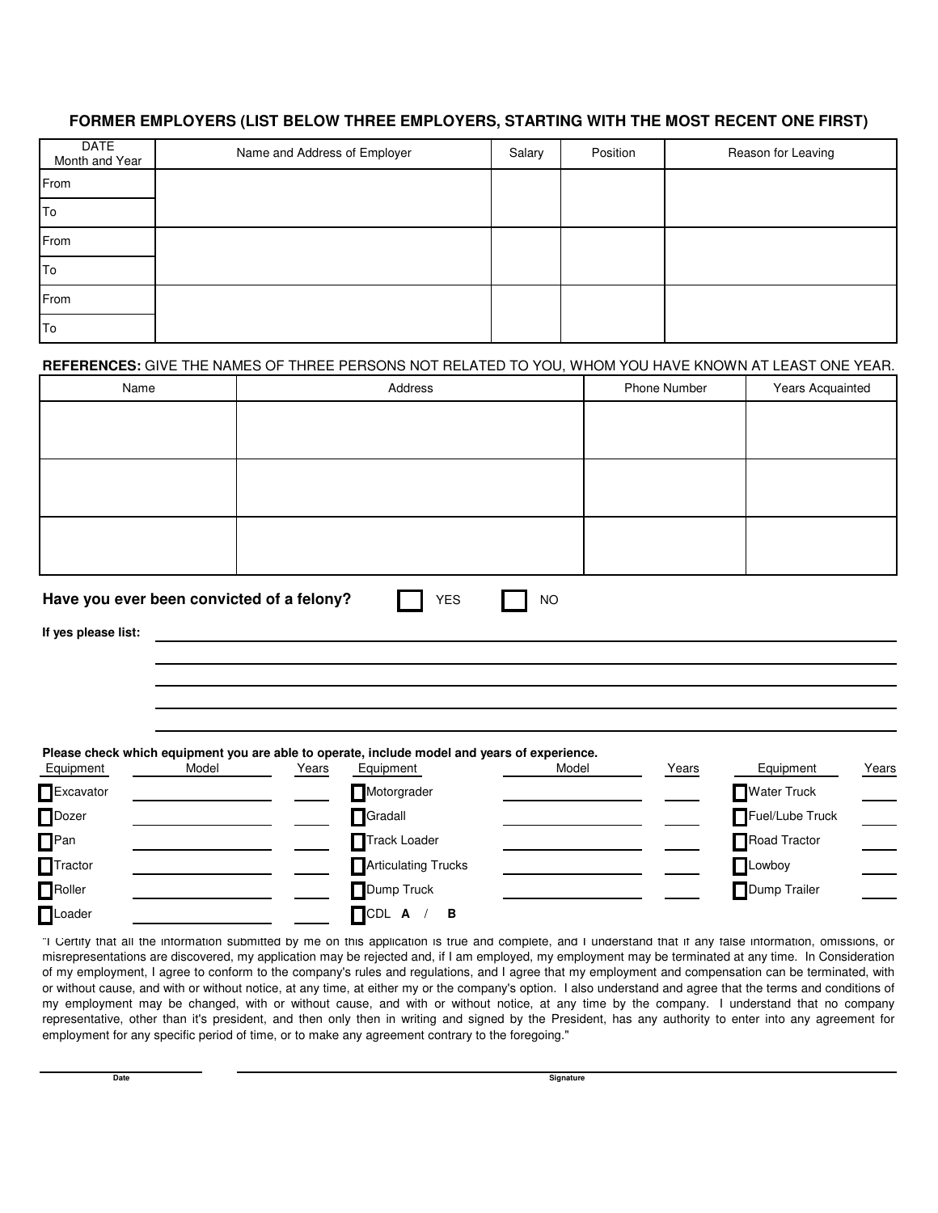### FORMER EMPLOYERS (LIST BELOW THREE EMPLOYERS, STARTING WITH THE MOST RECENT ONE FIRST)

| DATE Month and Year | Name and Address of Employer | Salary | Position | Reason for Leaving |
|---|---|---|---|---|
| From | | | | |
| To | | | | |
| From | | | | |
| To | | | | |
| From | | | | |
| To | | | | |

**REFERENCES:** GIVE THE NAMES OF THREE PERSONS NOT RELATED TO YOU, WHOM YOU HAVE KNOWN AT LEAST ONE YEAR.

| Name | Address | Phone Number | Years Acquainted |
|---|---|---|---|
| | | | |
| | | | |
| | | | |

**Have you ever been convicted of a felony?** ☐ YES ☐ NO

**If yes please list:** ______________________________

______________________________

______________________________

______________________________

______________________________

**Please check which equipment you are able to operate, include model and years of experience.**

| Equipment | Model | Years | Equipment | Model | Years | Equipment | Years |
|---|---|---|---|---|---|---|---|
| ☐ Excavator | | | ☐ Motorgrader | | | ☐ Water Truck | |
| ☐ Dozer | | | ☐ Gradall | | | ☐ Fuel/Lube Truck | |
| ☐ Pan | | | ☐ Track Loader | | | ☐ Road Tractor | |
| ☐ Tractor | | | ☐ Articulating Trucks | | | ☐ Lowboy | |
| ☐ Roller | | | ☐ Dump Truck | | | ☐ Dump Trailer | |
| ☐ Loader | | | ☐ CDL **A** / **B** | | | | |

"I Certify that all the information submitted by me on this application is true and complete, and I understand that if any false information, omissions, or misrepresentations are discovered, my application may be rejected and, if I am employed, my employment may be terminated at any time. In Consideration of my employment, I agree to conform to the company's rules and regulations, and I agree that my employment and compensation can be terminated, with or without cause, and with or without notice, at any time, at either my or the company's option. I also understand and agree that the terms and conditions of my employment may be changed, with or without cause, and with or without notice, at any time by the company. I understand that no company representative, other than it's president, and then only then in writing and signed by the President, has any authority to enter into any agreement for employment for any specific period of time, or to make any agreement contrary to the foregoing."

______________________ Date

______________________________________________ Signature